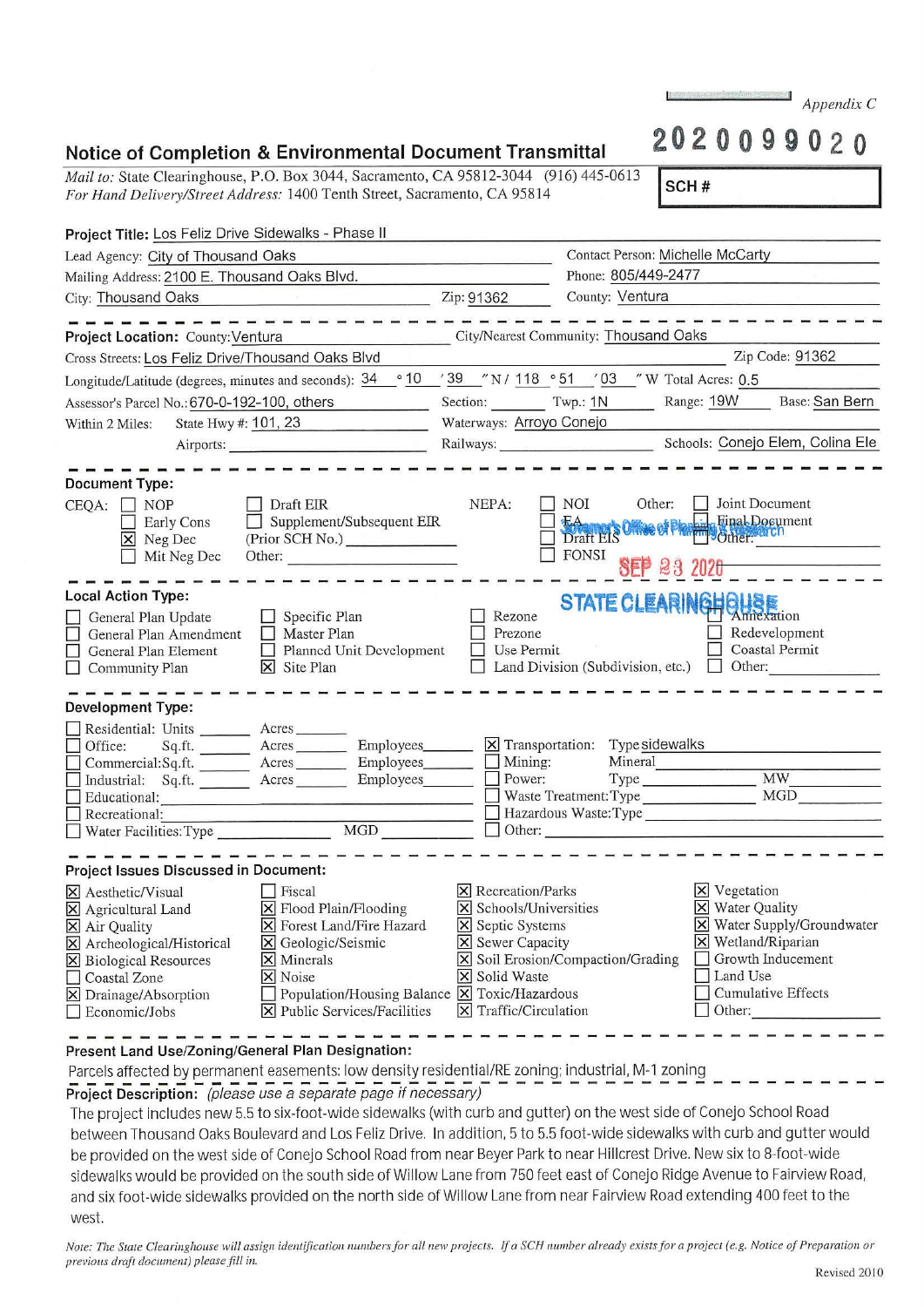Appendix C

# Notice of Completion & Environmental Document Transmittal

**2020099020**

*Mail to:* State Clearinghouse, P.O. Box 3044, Sacramento, CA 95812-3044 (916) 445-0613
*For Hand Delivery/Street Address:* 1400 Tenth Street, Sacramento, CA 95814

**SCH #**

**Project Title:** Los Feliz Drive Sidewalks - Phase II

Lead Agency: City of Thousand Oaks | Contact Person: Michelle McCarty
Mailing Address: 2100 E. Thousand Oaks Blvd. | Phone: 805/449-2477
City: Thousand Oaks | Zip: 91362 | County: Ventura

**Project Location:** County: Ventura | City/Nearest Community: Thousand Oaks
Cross Streets: Los Feliz Drive/Thousand Oaks Blvd | Zip Code: 91362
Longitude/Latitude (degrees, minutes and seconds): 34 ° 10 ′ 39 ″ N / 118 ° 51 ′ 03 ″ W Total Acres: 0.5
Assessor's Parcel No.: 670-0-192-100, others | Section: | Twp.: 1N | Range: 19W | Base: San Bern
Within 2 Miles: State Hwy #: 101, 23 | Waterways: Arroyo Conejo
Airports: | Railways: | Schools: Conejo Elem, Colina Ele

**Document Type:**

CEQA:
- ☐ NOP
- ☐ Early Cons
- ☒ Neg Dec
- ☐ Mit Neg Dec
- ☐ Draft EIR
- ☐ Supplement/Subsequent EIR (Prior SCH No.)
- Other:

NEPA:
- ☐ NOI
- ☐ EA
- ☐ Draft EIS
- ☐ FONSI

Other:
- ☐ Joint Document
- ☐ Final Document
- ☐ Other:

Governor's Office of Planning & Research
SEP 23 2020
STATE CLEARINGHOUSE

**Local Action Type:**

- ☐ General Plan Update
- ☐ General Plan Amendment
- ☐ General Plan Element
- ☐ Community Plan
- ☐ Specific Plan
- ☐ Master Plan
- ☐ Planned Unit Development
- ☒ Site Plan
- ☐ Rezone
- ☐ Prezone
- ☐ Use Permit
- ☐ Land Division (Subdivision, etc.)
- ☐ Annexation
- ☐ Redevelopment
- ☐ Coastal Permit
- ☐ Other:

**Development Type:**

- ☐ Residential: Units ______ Acres ______
- ☐ Office: Sq.ft. ______ Acres ______ Employees ______
- ☐ Commercial: Sq.ft. ______ Acres ______ Employees ______
- ☐ Industrial: Sq.ft. ______ Acres ______ Employees ______
- ☐ Educational:
- ☐ Recreational:
- ☐ Water Facilities: Type ______ MGD ______
- ☒ Transportation: Type sidewalks
- ☐ Mining: Mineral
- ☐ Power: Type ______ MW
- ☐ Waste Treatment: Type ______ MGD
- ☐ Hazardous Waste: Type
- ☐ Other:

**Project Issues Discussed in Document:**

- ☒ Aesthetic/Visual
- ☒ Agricultural Land
- ☒ Air Quality
- ☒ Archeological/Historical
- ☒ Biological Resources
- ☐ Coastal Zone
- ☒ Drainage/Absorption
- ☐ Economic/Jobs
- ☐ Fiscal
- ☒ Flood Plain/Flooding
- ☒ Forest Land/Fire Hazard
- ☒ Geologic/Seismic
- ☒ Minerals
- ☒ Noise
- ☐ Population/Housing Balance
- ☒ Public Services/Facilities
- ☒ Recreation/Parks
- ☒ Schools/Universities
- ☒ Septic Systems
- ☒ Sewer Capacity
- ☒ Soil Erosion/Compaction/Grading
- ☒ Solid Waste
- ☒ Toxic/Hazardous
- ☒ Traffic/Circulation
- ☒ Vegetation
- ☒ Water Quality
- ☒ Water Supply/Groundwater
- ☒ Wetland/Riparian
- ☐ Growth Inducement
- ☐ Land Use
- ☐ Cumulative Effects
- ☐ Other:

**Present Land Use/Zoning/General Plan Designation:**

Parcels affected by permanent easements: low density residential/RE zoning; industrial, M-1 zoning

**Project Description:** *(please use a separate page if necessary)*

The project includes new 5.5 to six-foot-wide sidewalks (with curb and gutter) on the west side of Conejo School Road between Thousand Oaks Boulevard and Los Feliz Drive. In addition, 5 to 5.5 foot-wide sidewalks with curb and gutter would be provided on the west side of Conejo School Road from near Beyer Park to near Hillcrest Drive. New six to 8-foot-wide sidewalks would be provided on the south side of Willow Lane from 750 feet east of Conejo Ridge Avenue to Fairview Road, and six foot-wide sidewalks provided on the north side of Willow Lane from near Fairview Road extending 400 feet to the west.

*Note: The State Clearinghouse will assign identification numbers for all new projects. If a SCH number already exists for a project (e.g. Notice of Preparation or previous draft document) please fill in.*

Revised 2010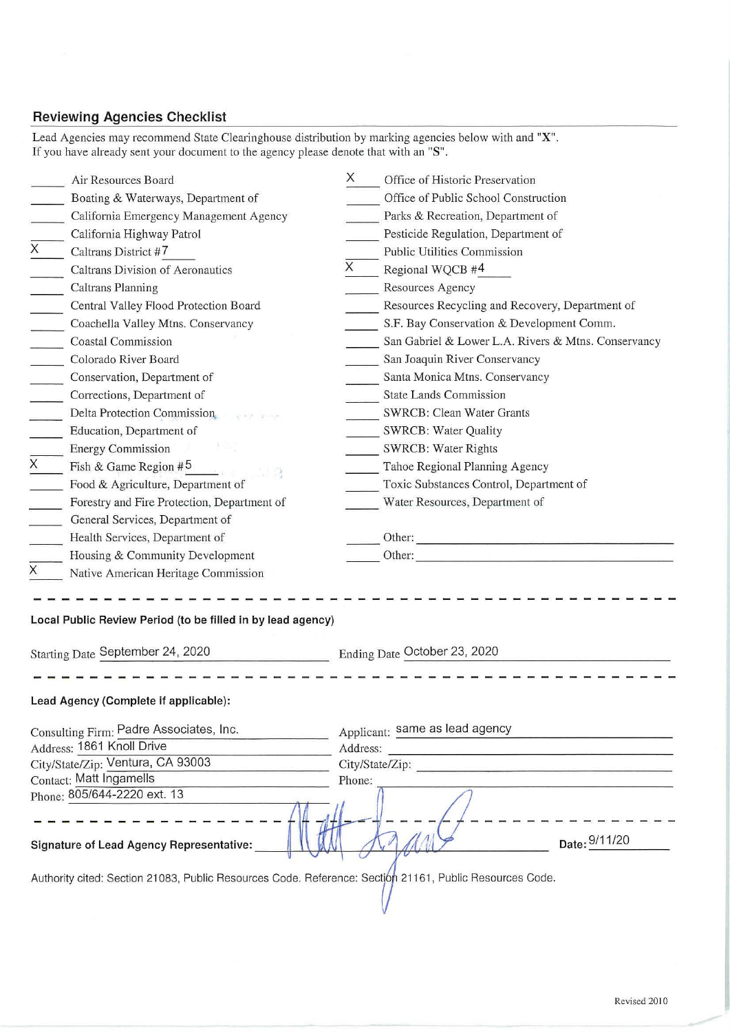## Reviewing Agencies Checklist

Lead Agencies may recommend State Clearinghouse distribution by marking agencies below with and "X".
If you have already sent your document to the agency please denote that with an "S".

| | | | |
|---|---|---|---|
| | Air Resources Board | X | Office of Historic Preservation |
| | Boating & Waterways, Department of | | Office of Public School Construction |
| | California Emergency Management Agency | | Parks & Recreation, Department of |
| | California Highway Patrol | | Pesticide Regulation, Department of |
| X | Caltrans District #7 | | Public Utilities Commission |
| | Caltrans Division of Aeronautics | X | Regional WQCB #4 |
| | Caltrans Planning | | Resources Agency |
| | Central Valley Flood Protection Board | | Resources Recycling and Recovery, Department of |
| | Coachella Valley Mtns. Conservancy | | S.F. Bay Conservation & Development Comm. |
| | Coastal Commission | | San Gabriel & Lower L.A. Rivers & Mtns. Conservancy |
| | Colorado River Board | | San Joaquin River Conservancy |
| | Conservation, Department of | | Santa Monica Mtns. Conservancy |
| | Corrections, Department of | | State Lands Commission |
| | Delta Protection Commission | | SWRCB: Clean Water Grants |
| | Education, Department of | | SWRCB: Water Quality |
| | Energy Commission | | SWRCB: Water Rights |
| X | Fish & Game Region #5 | | Tahoe Regional Planning Agency |
| | Food & Agriculture, Department of | | Toxic Substances Control, Department of |
| | Forestry and Fire Protection, Department of | | Water Resources, Department of |
| | General Services, Department of | | |
| | Health Services, Department of | | Other: |
| | Housing & Community Development | | Other: |
| X | Native American Heritage Commission | | |

---

**Local Public Review Period (to be filled in by lead agency)**

Starting Date September 24, 2020 Ending Date October 23, 2020

---

**Lead Agency (Complete if applicable):**

| | |
|---|---|
| Consulting Firm: Padre Associates, Inc. | Applicant: same as lead agency |
| Address: 1861 Knoll Drive | Address: |
| City/State/Zip: Ventura, CA 93003 | City/State/Zip: |
| Contact: Matt Ingamells | Phone: |
| Phone: 805/644-2220 ext. 13 | |

---

**Signature of Lead Agency Representative:** [signature] Date: 9/11/20

Authority cited: Section 21083, Public Resources Code. Reference: Section 21161, Public Resources Code.

Revised 2010